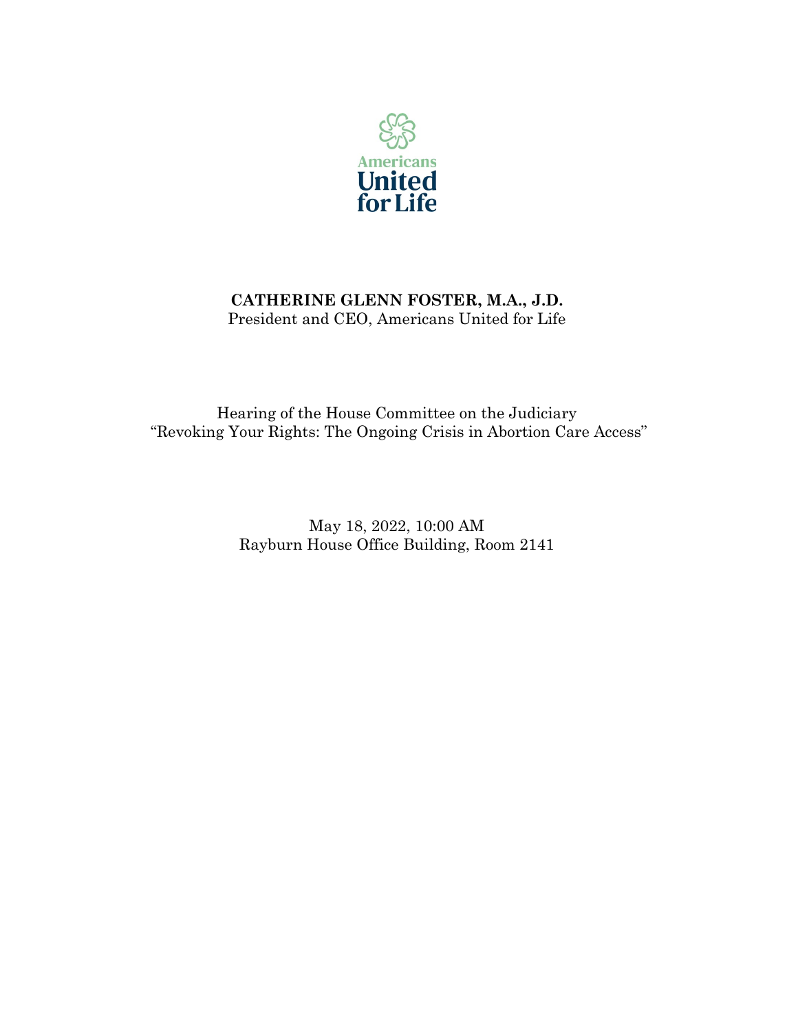Americans United for Life

**CATHERINE GLENN FOSTER, M.A., J.D.**
President and CEO, Americans United for Life

Hearing of the House Committee on the Judiciary
"Revoking Your Rights: The Ongoing Crisis in Abortion Care Access"

May 18, 2022, 10:00 AM
Rayburn House Office Building, Room 2141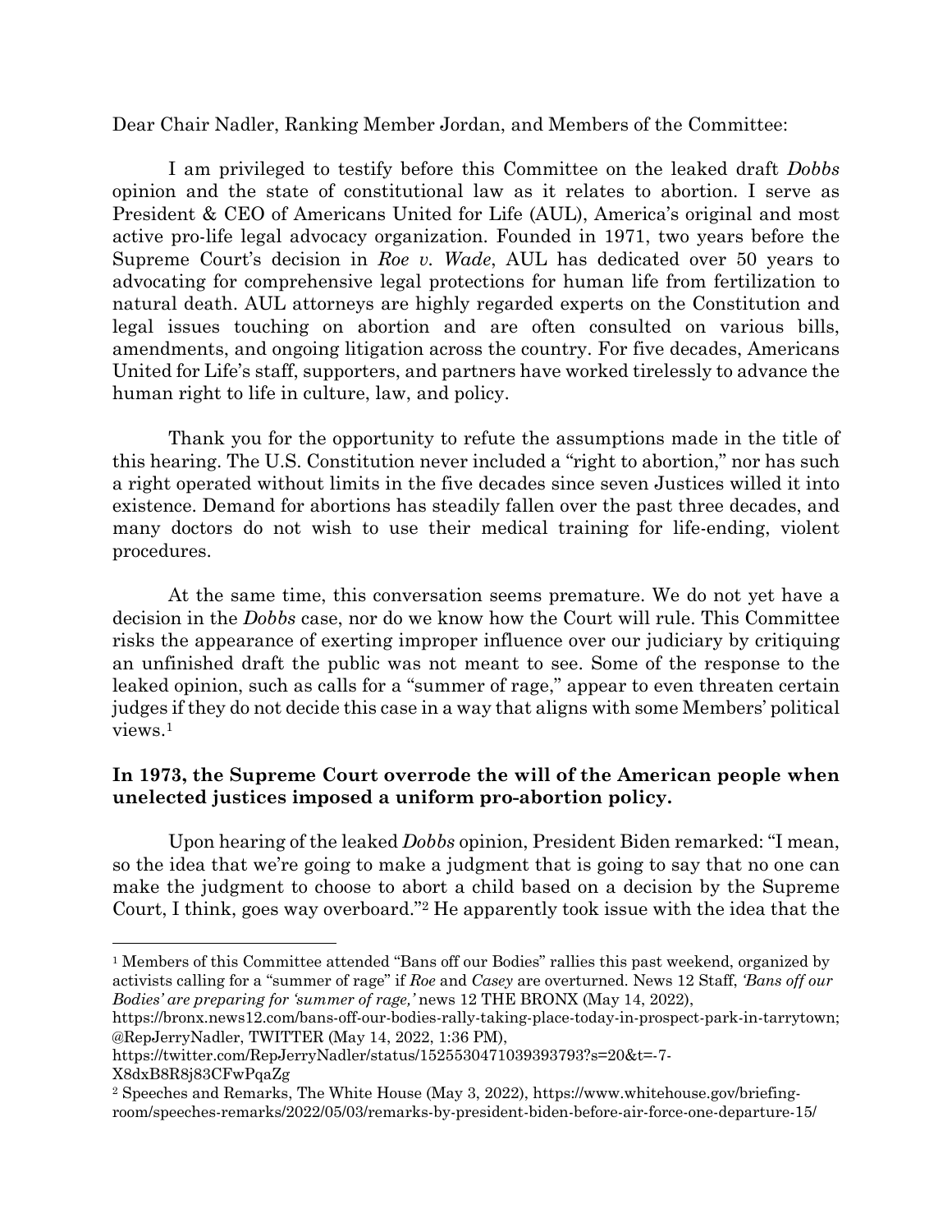Dear Chair Nadler, Ranking Member Jordan, and Members of the Committee:

I am privileged to testify before this Committee on the leaked draft *Dobbs* opinion and the state of constitutional law as it relates to abortion. I serve as President & CEO of Americans United for Life (AUL), America's original and most active pro-life legal advocacy organization. Founded in 1971, two years before the Supreme Court's decision in *Roe v. Wade*, AUL has dedicated over 50 years to advocating for comprehensive legal protections for human life from fertilization to natural death. AUL attorneys are highly regarded experts on the Constitution and legal issues touching on abortion and are often consulted on various bills, amendments, and ongoing litigation across the country. For five decades, Americans United for Life's staff, supporters, and partners have worked tirelessly to advance the human right to life in culture, law, and policy.

Thank you for the opportunity to refute the assumptions made in the title of this hearing. The U.S. Constitution never included a "right to abortion," nor has such a right operated without limits in the five decades since seven Justices willed it into existence. Demand for abortions has steadily fallen over the past three decades, and many doctors do not wish to use their medical training for life-ending, violent procedures.

At the same time, this conversation seems premature. We do not yet have a decision in the *Dobbs* case, nor do we know how the Court will rule. This Committee risks the appearance of exerting improper influence over our judiciary by critiquing an unfinished draft the public was not meant to see. Some of the response to the leaked opinion, such as calls for a "summer of rage," appear to even threaten certain judges if they do not decide this case in a way that aligns with some Members' political views.[1]

**In 1973, the Supreme Court overrode the will of the American people when unelected justices imposed a uniform pro-abortion policy.**

Upon hearing of the leaked *Dobbs* opinion, President Biden remarked: "I mean, so the idea that we're going to make a judgment that is going to say that no one can make the judgment to choose to abort a child based on a decision by the Supreme Court, I think, goes way overboard."[2] He apparently took issue with the idea that the

---

[1] Members of this Committee attended "Bans off our Bodies" rallies this past weekend, organized by activists calling for a "summer of rage" if *Roe* and *Casey* are overturned. News 12 Staff, *'Bans off our Bodies' are preparing for 'summer of rage,'* news 12 THE BRONX (May 14, 2022), https://bronx.news12.com/bans-off-our-bodies-rally-taking-place-today-in-prospect-park-in-tarrytown; @RepJerryNadler, TWITTER (May 14, 2022, 1:36 PM), https://twitter.com/RepJerryNadler/status/1525530471039393793?s=20&t=-7-X8dxB8R8j83CFwPqaZg

[2] Speeches and Remarks, The White House (May 3, 2022), https://www.whitehouse.gov/briefing-room/speeches-remarks/2022/05/03/remarks-by-president-biden-before-air-force-one-departure-15/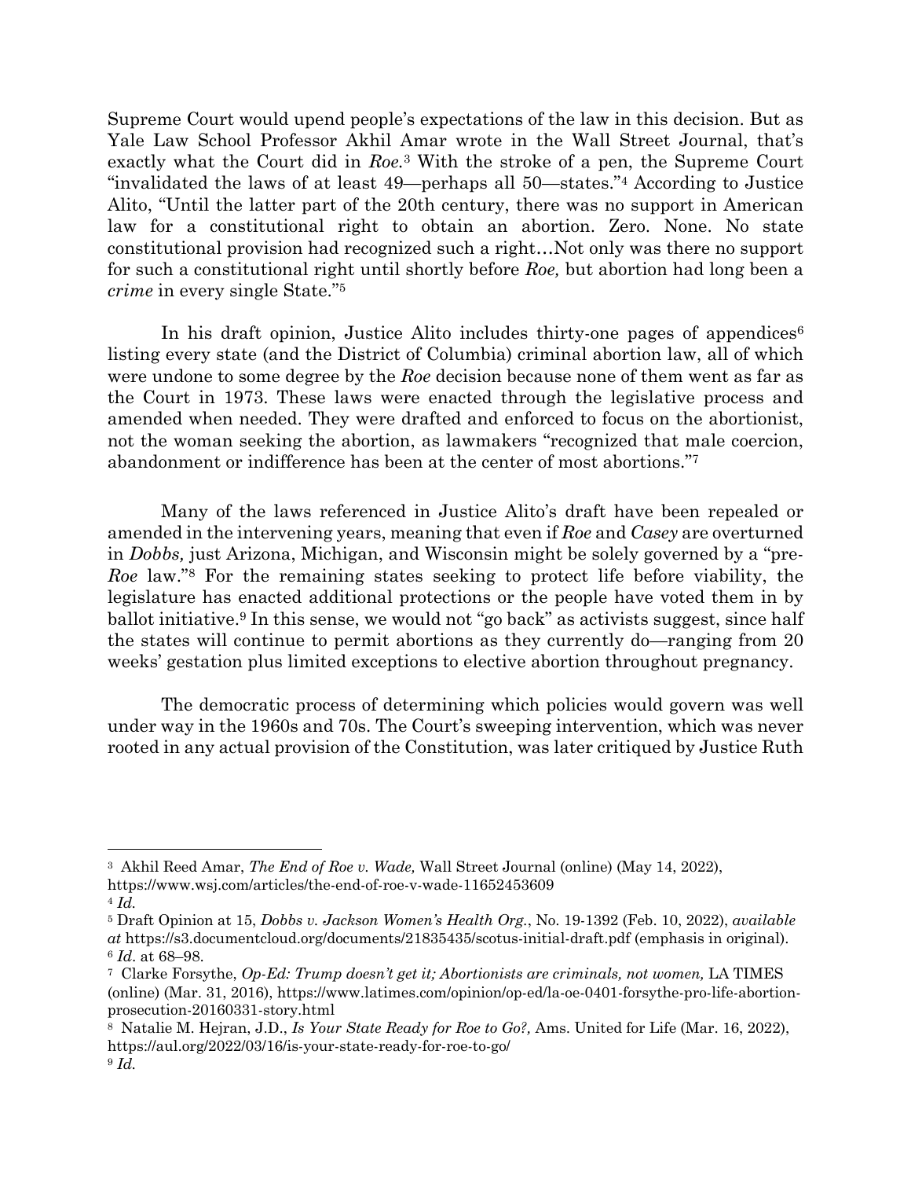Supreme Court would upend people's expectations of the law in this decision. But as Yale Law School Professor Akhil Amar wrote in the Wall Street Journal, that's exactly what the Court did in *Roe.*[3] With the stroke of a pen, the Supreme Court "invalidated the laws of at least 49—perhaps all 50—states."[4] According to Justice Alito, "Until the latter part of the 20th century, there was no support in American law for a constitutional right to obtain an abortion. Zero. None. No state constitutional provision had recognized such a right…Not only was there no support for such a constitutional right until shortly before *Roe,* but abortion had long been a *crime* in every single State."[5]

In his draft opinion, Justice Alito includes thirty-one pages of appendices[6] listing every state (and the District of Columbia) criminal abortion law, all of which were undone to some degree by the *Roe* decision because none of them went as far as the Court in 1973. These laws were enacted through the legislative process and amended when needed. They were drafted and enforced to focus on the abortionist, not the woman seeking the abortion, as lawmakers "recognized that male coercion, abandonment or indifference has been at the center of most abortions."[7]

Many of the laws referenced in Justice Alito's draft have been repealed or amended in the intervening years, meaning that even if *Roe* and *Casey* are overturned in *Dobbs,* just Arizona, Michigan, and Wisconsin might be solely governed by a "pre-*Roe* law."[8] For the remaining states seeking to protect life before viability, the legislature has enacted additional protections or the people have voted them in by ballot initiative.[9] In this sense, we would not "go back" as activists suggest, since half the states will continue to permit abortions as they currently do—ranging from 20 weeks' gestation plus limited exceptions to elective abortion throughout pregnancy.

The democratic process of determining which policies would govern was well under way in the 1960s and 70s. The Court's sweeping intervention, which was never rooted in any actual provision of the Constitution, was later critiqued by Justice Ruth

---

[3] Akhil Reed Amar, *The End of Roe v. Wade,* Wall Street Journal (online) (May 14, 2022), https://www.wsj.com/articles/the-end-of-roe-v-wade-11652453609

[4] *Id.*

[5] Draft Opinion at 15, *Dobbs v. Jackson Women's Health Org.*, No. 19-1392 (Feb. 10, 2022), *available at* https://s3.documentcloud.org/documents/21835435/scotus-initial-draft.pdf (emphasis in original).

[6] *Id*. at 68–98.

[7] Clarke Forsythe, *Op-Ed: Trump doesn't get it; Abortionists are criminals, not women,* LA TIMES (online) (Mar. 31, 2016), https://www.latimes.com/opinion/op-ed/la-oe-0401-forsythe-pro-life-abortion-prosecution-20160331-story.html

[8] Natalie M. Hejran, J.D., *Is Your State Ready for Roe to Go?,* Ams. United for Life (Mar. 16, 2022), https://aul.org/2022/03/16/is-your-state-ready-for-roe-to-go/

[9] *Id.*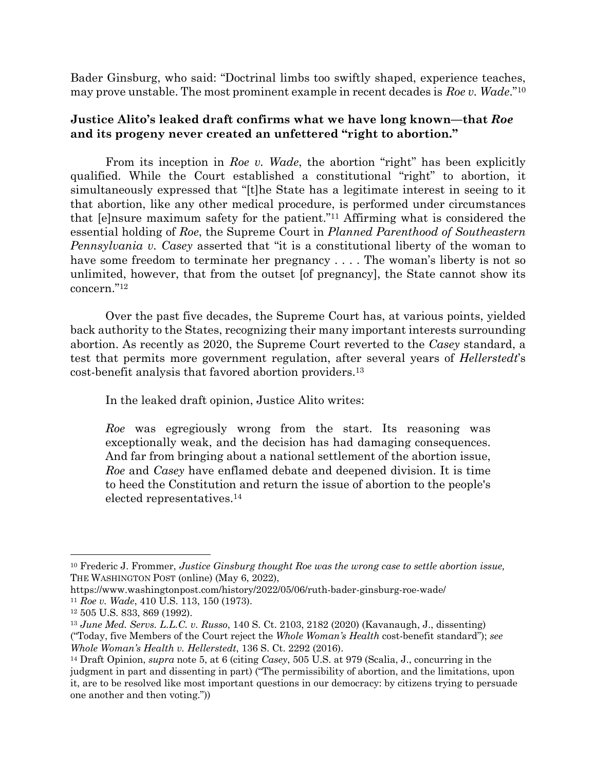Bader Ginsburg, who said: "Doctrinal limbs too swiftly shaped, experience teaches, may prove unstable. The most prominent example in recent decades is *Roe v. Wade*."[10]

**Justice Alito's leaked draft confirms what we have long known—that *Roe* and its progeny never created an unfettered "right to abortion."**

From its inception in *Roe v. Wade*, the abortion "right" has been explicitly qualified. While the Court established a constitutional "right" to abortion, it simultaneously expressed that "[t]he State has a legitimate interest in seeing to it that abortion, like any other medical procedure, is performed under circumstances that [e]nsure maximum safety for the patient."[11] Affirming what is considered the essential holding of *Roe*, the Supreme Court in *Planned Parenthood of Southeastern Pennsylvania v. Casey* asserted that "it is a constitutional liberty of the woman to have some freedom to terminate her pregnancy . . . . The woman's liberty is not so unlimited, however, that from the outset [of pregnancy], the State cannot show its concern."[12]

Over the past five decades, the Supreme Court has, at various points, yielded back authority to the States, recognizing their many important interests surrounding abortion. As recently as 2020, the Supreme Court reverted to the *Casey* standard, a test that permits more government regulation, after several years of *Hellerstedt*'s cost-benefit analysis that favored abortion providers.[13]

In the leaked draft opinion, Justice Alito writes:

> *Roe* was egregiously wrong from the start. Its reasoning was exceptionally weak, and the decision has had damaging consequences. And far from bringing about a national settlement of the abortion issue, *Roe* and *Casey* have enflamed debate and deepened division. It is time to heed the Constitution and return the issue of abortion to the people's elected representatives.[14]

---

[10] Frederic J. Frommer, *Justice Ginsburg thought Roe was the wrong case to settle abortion issue,* THE WASHINGTON POST (online) (May 6, 2022), https://www.washingtonpost.com/history/2022/05/06/ruth-bader-ginsburg-roe-wade/

[11] *Roe v. Wade*, 410 U.S. 113, 150 (1973).

[12] 505 U.S. 833, 869 (1992).

[13] *June Med. Servs. L.L.C. v. Russo*, 140 S. Ct. 2103, 2182 (2020) (Kavanaugh, J., dissenting) ("Today, five Members of the Court reject the *Whole Woman's Health* cost-benefit standard"); *see Whole Woman's Health v. Hellerstedt*, 136 S. Ct. 2292 (2016).

[14] Draft Opinion, *supra* note 5, at 6 (citing *Casey*, 505 U.S. at 979 (Scalia, J., concurring in the judgment in part and dissenting in part) ("The permissibility of abortion, and the limitations, upon it, are to be resolved like most important questions in our democracy: by citizens trying to persuade one another and then voting."))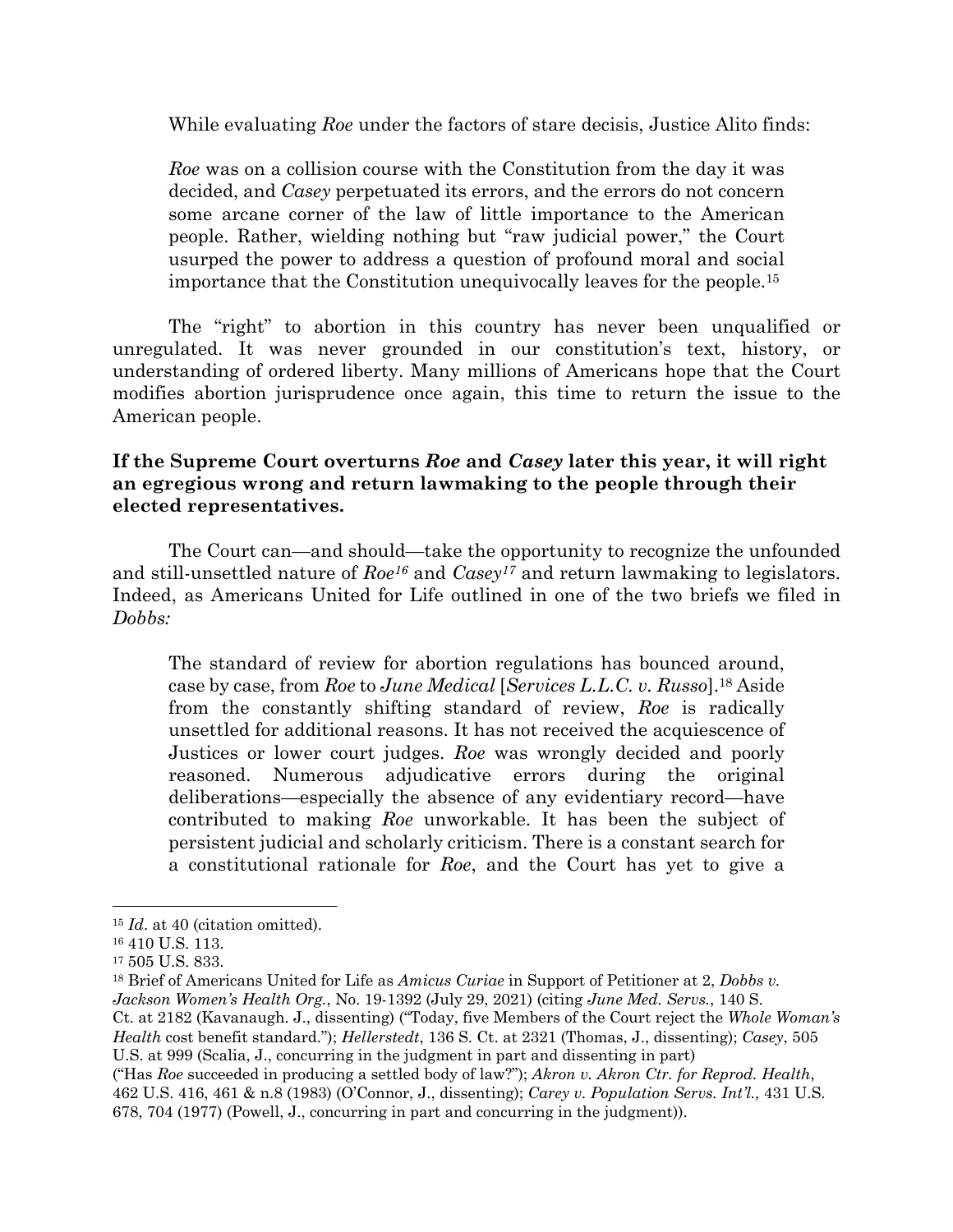While evaluating *Roe* under the factors of stare decisis, Justice Alito finds:

> *Roe* was on a collision course with the Constitution from the day it was decided, and *Casey* perpetuated its errors, and the errors do not concern some arcane corner of the law of little importance to the American people. Rather, wielding nothing but "raw judicial power," the Court usurped the power to address a question of profound moral and social importance that the Constitution unequivocally leaves for the people.[15]

The "right" to abortion in this country has never been unqualified or unregulated. It was never grounded in our constitution's text, history, or understanding of ordered liberty. Many millions of Americans hope that the Court modifies abortion jurisprudence once again, this time to return the issue to the American people.

**If the Supreme Court overturns *Roe* and *Casey* later this year, it will right an egregious wrong and return lawmaking to the people through their elected representatives.**

The Court can—and should—take the opportunity to recognize the unfounded and still-unsettled nature of *Roe*[16] and *Casey*[17] and return lawmaking to legislators. Indeed, as Americans United for Life outlined in one of the two briefs we filed in *Dobbs:*

> The standard of review for abortion regulations has bounced around, case by case, from *Roe* to *June Medical* [*Services L.L.C. v. Russo*].[18] Aside from the constantly shifting standard of review, *Roe* is radically unsettled for additional reasons. It has not received the acquiescence of Justices or lower court judges. *Roe* was wrongly decided and poorly reasoned. Numerous adjudicative errors during the original deliberations—especially the absence of any evidentiary record—have contributed to making *Roe* unworkable. It has been the subject of persistent judicial and scholarly criticism. There is a constant search for a constitutional rationale for *Roe*, and the Court has yet to give a

---

[15] *Id*. at 40 (citation omitted).

[16] 410 U.S. 113.

[17] 505 U.S. 833.

[18] Brief of Americans United for Life as *Amicus Curiae* in Support of Petitioner at 2, *Dobbs v. Jackson Women's Health Org.*, No. 19-1392 (July 29, 2021) (citing *June Med. Servs.*, 140 S. Ct. at 2182 (Kavanaugh. J., dissenting) ("Today, five Members of the Court reject the *Whole Woman's Health* cost benefit standard."); *Hellerstedt*, 136 S. Ct. at 2321 (Thomas, J., dissenting); *Casey*, 505 U.S. at 999 (Scalia, J., concurring in the judgment in part and dissenting in part) ("Has *Roe* succeeded in producing a settled body of law?"); *Akron v. Akron Ctr. for Reprod. Health*, 462 U.S. 416, 461 & n.8 (1983) (O'Connor, J., dissenting); *Carey v. Population Servs. Int'l.,* 431 U.S. 678, 704 (1977) (Powell, J., concurring in part and concurring in the judgment)).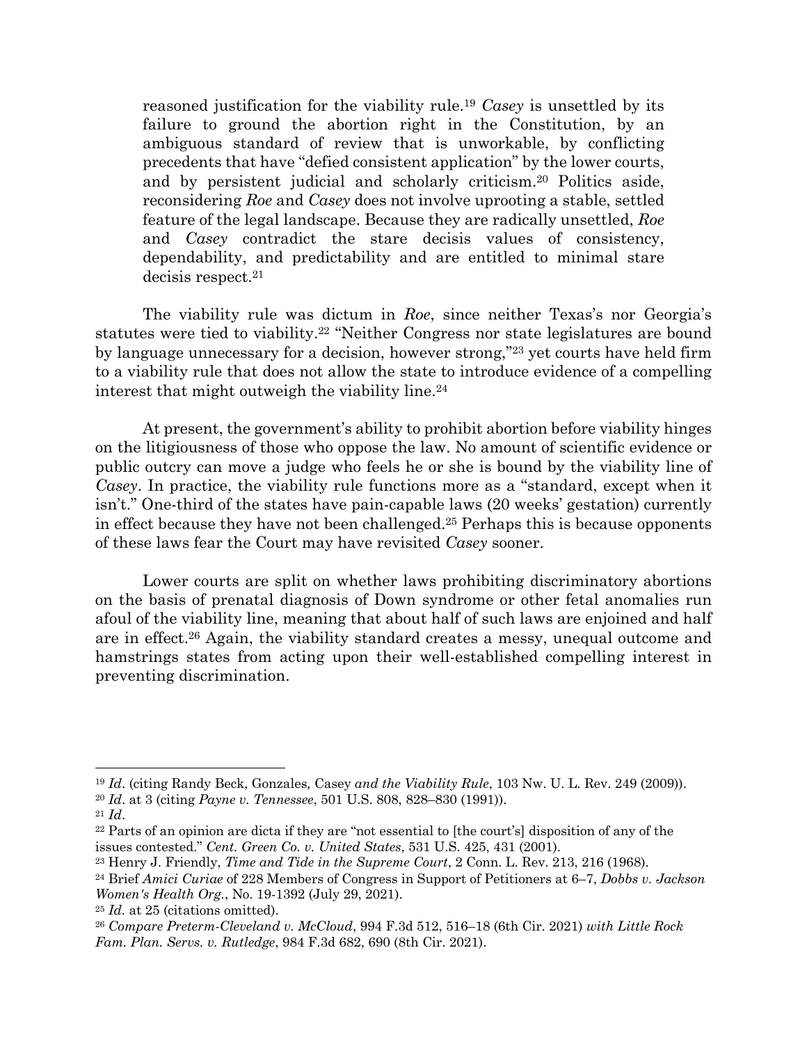> reasoned justification for the viability rule.[19] *Casey* is unsettled by its failure to ground the abortion right in the Constitution, by an ambiguous standard of review that is unworkable, by conflicting precedents that have "defied consistent application" by the lower courts, and by persistent judicial and scholarly criticism.[20] Politics aside, reconsidering *Roe* and *Casey* does not involve uprooting a stable, settled feature of the legal landscape. Because they are radically unsettled, *Roe* and *Casey* contradict the stare decisis values of consistency, dependability, and predictability and are entitled to minimal stare decisis respect.[21]

The viability rule was dictum in *Roe*, since neither Texas's nor Georgia's statutes were tied to viability.[22] "Neither Congress nor state legislatures are bound by language unnecessary for a decision, however strong,"[23] yet courts have held firm to a viability rule that does not allow the state to introduce evidence of a compelling interest that might outweigh the viability line.[24]

At present, the government's ability to prohibit abortion before viability hinges on the litigiousness of those who oppose the law. No amount of scientific evidence or public outcry can move a judge who feels he or she is bound by the viability line of *Casey*. In practice, the viability rule functions more as a "standard, except when it isn't." One-third of the states have pain-capable laws (20 weeks' gestation) currently in effect because they have not been challenged.[25] Perhaps this is because opponents of these laws fear the Court may have revisited *Casey* sooner.

Lower courts are split on whether laws prohibiting discriminatory abortions on the basis of prenatal diagnosis of Down syndrome or other fetal anomalies run afoul of the viability line, meaning that about half of such laws are enjoined and half are in effect.[26] Again, the viability standard creates a messy, unequal outcome and hamstrings states from acting upon their well-established compelling interest in preventing discrimination.

---

[19] *Id*. (citing Randy Beck, Gonzales*,* Casey *and the Viability Rule*, 103 Nw. U. L. Rev. 249 (2009)).

[20] *Id*. at 3 (citing *Payne v. Tennessee*, 501 U.S. 808, 828–830 (1991)).

[21] *Id*.

[22] Parts of an opinion are dicta if they are "not essential to [the court's] disposition of any of the issues contested." *Cent. Green Co. v. United States*, 531 U.S. 425, 431 (2001).

[23] Henry J. Friendly, *Time and Tide in the Supreme Court*, 2 Conn. L. Rev. 213, 216 (1968).

[24] Brief *Amici Curiae* of 228 Members of Congress in Support of Petitioners at 6–7, *Dobbs v. Jackson Women's Health Org.*, No. 19-1392 (July 29, 2021).

[25] *Id.* at 25 (citations omitted).

[26] *Compare Preterm-Cleveland v. McCloud*, 994 F.3d 512, 516–18 (6th Cir. 2021) *with Little Rock Fam. Plan. Servs. v. Rutledge*, 984 F.3d 682, 690 (8th Cir. 2021).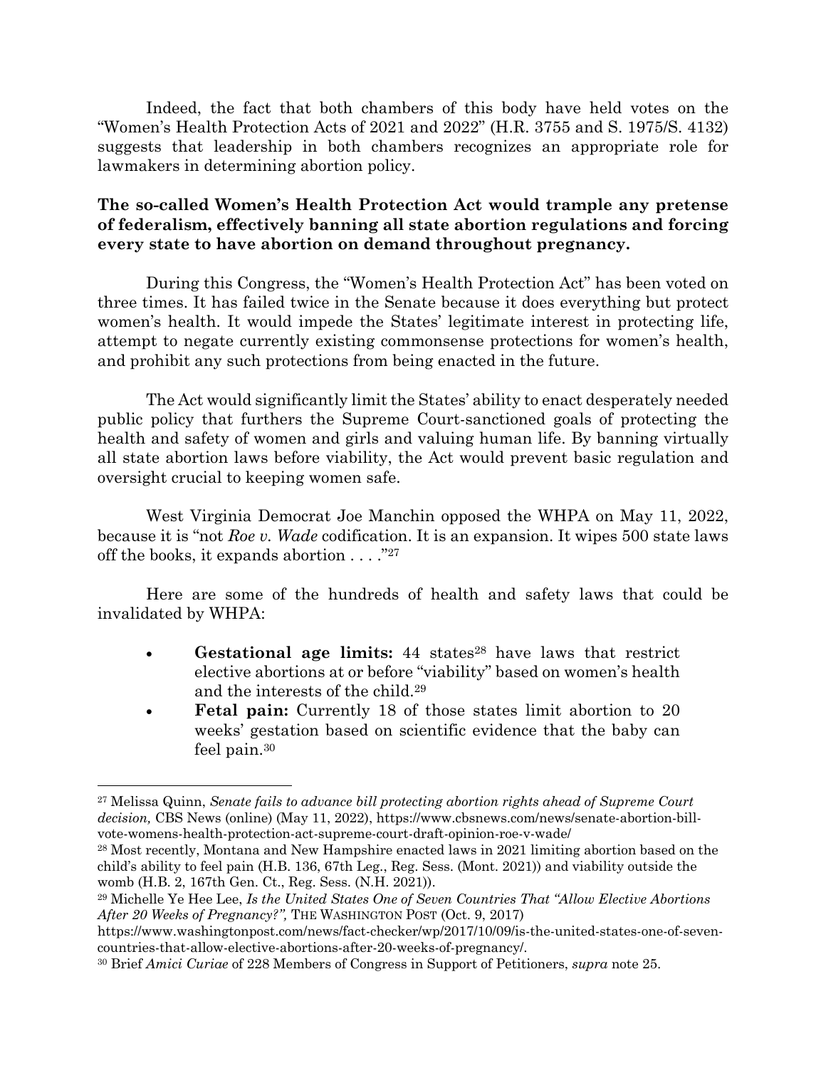Indeed, the fact that both chambers of this body have held votes on the "Women's Health Protection Acts of 2021 and 2022" (H.R. 3755 and S. 1975/S. 4132) suggests that leadership in both chambers recognizes an appropriate role for lawmakers in determining abortion policy.

**The so-called Women's Health Protection Act would trample any pretense of federalism, effectively banning all state abortion regulations and forcing every state to have abortion on demand throughout pregnancy.**

During this Congress, the "Women's Health Protection Act" has been voted on three times. It has failed twice in the Senate because it does everything but protect women's health. It would impede the States' legitimate interest in protecting life, attempt to negate currently existing commonsense protections for women's health, and prohibit any such protections from being enacted in the future.

The Act would significantly limit the States' ability to enact desperately needed public policy that furthers the Supreme Court-sanctioned goals of protecting the health and safety of women and girls and valuing human life. By banning virtually all state abortion laws before viability, the Act would prevent basic regulation and oversight crucial to keeping women safe.

West Virginia Democrat Joe Manchin opposed the WHPA on May 11, 2022, because it is "not *Roe v. Wade* codification. It is an expansion. It wipes 500 state laws off the books, it expands abortion . . . ."[27]

Here are some of the hundreds of health and safety laws that could be invalidated by WHPA:

- **Gestational age limits:** 44 states[28] have laws that restrict elective abortions at or before "viability" based on women's health and the interests of the child.[29]
- **Fetal pain:** Currently 18 of those states limit abortion to 20 weeks' gestation based on scientific evidence that the baby can feel pain.[30]

---

[27] Melissa Quinn, *Senate fails to advance bill protecting abortion rights ahead of Supreme Court decision,* CBS News (online) (May 11, 2022), https://www.cbsnews.com/news/senate-abortion-bill-vote-womens-health-protection-act-supreme-court-draft-opinion-roe-v-wade/

[28] Most recently, Montana and New Hampshire enacted laws in 2021 limiting abortion based on the child's ability to feel pain (H.B. 136, 67th Leg., Reg. Sess. (Mont. 2021)) and viability outside the womb (H.B. 2, 167th Gen. Ct., Reg. Sess. (N.H. 2021)).

[29] Michelle Ye Hee Lee, *Is the United States One of Seven Countries That "Allow Elective Abortions After 20 Weeks of Pregnancy?",* THE WASHINGTON POST (Oct. 9, 2017) https://www.washingtonpost.com/news/fact-checker/wp/2017/10/09/is-the-united-states-one-of-seven-countries-that-allow-elective-abortions-after-20-weeks-of-pregnancy/.

[30] Brief *Amici Curiae* of 228 Members of Congress in Support of Petitioners, *supra* note 25.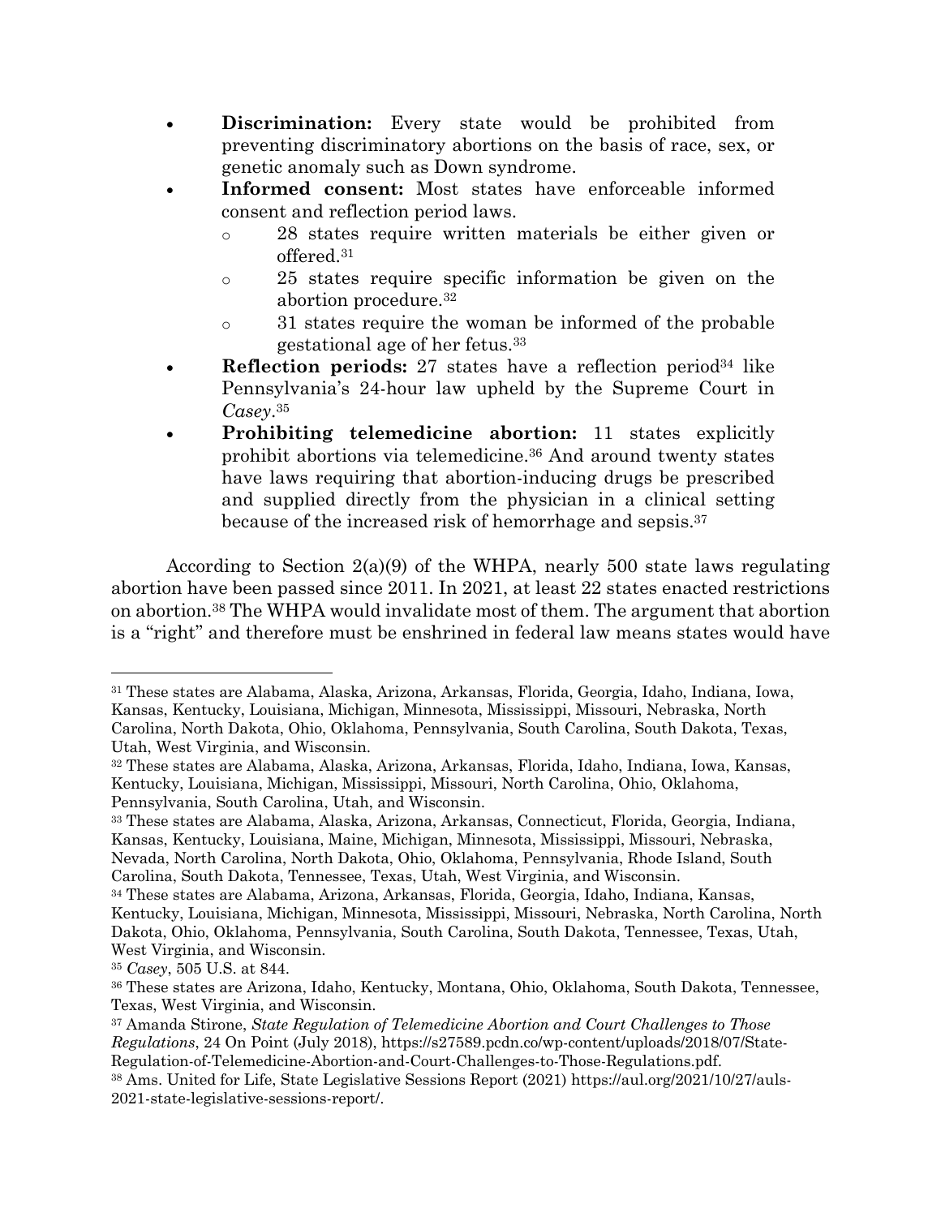- **Discrimination:** Every state would be prohibited from preventing discriminatory abortions on the basis of race, sex, or genetic anomaly such as Down syndrome.
- **Informed consent:** Most states have enforceable informed consent and reflection period laws.
  - 28 states require written materials be either given or offered.[31]
  - 25 states require specific information be given on the abortion procedure.[32]
  - 31 states require the woman be informed of the probable gestational age of her fetus.[33]
- **Reflection periods:** 27 states have a reflection period[34] like Pennsylvania's 24-hour law upheld by the Supreme Court in *Casey*.[35]
- **Prohibiting telemedicine abortion:** 11 states explicitly prohibit abortions via telemedicine.[36] And around twenty states have laws requiring that abortion-inducing drugs be prescribed and supplied directly from the physician in a clinical setting because of the increased risk of hemorrhage and sepsis.[37]

According to Section 2(a)(9) of the WHPA, nearly 500 state laws regulating abortion have been passed since 2011. In 2021, at least 22 states enacted restrictions on abortion.[38] The WHPA would invalidate most of them. The argument that abortion is a "right" and therefore must be enshrined in federal law means states would have

---

[31] These states are Alabama, Alaska, Arizona, Arkansas, Florida, Georgia, Idaho, Indiana, Iowa, Kansas, Kentucky, Louisiana, Michigan, Minnesota, Mississippi, Missouri, Nebraska, North Carolina, North Dakota, Ohio, Oklahoma, Pennsylvania, South Carolina, South Dakota, Texas, Utah, West Virginia, and Wisconsin.

[32] These states are Alabama, Alaska, Arizona, Arkansas, Florida, Idaho, Indiana, Iowa, Kansas, Kentucky, Louisiana, Michigan, Mississippi, Missouri, North Carolina, Ohio, Oklahoma, Pennsylvania, South Carolina, Utah, and Wisconsin.

[33] These states are Alabama, Alaska, Arizona, Arkansas, Connecticut, Florida, Georgia, Indiana, Kansas, Kentucky, Louisiana, Maine, Michigan, Minnesota, Mississippi, Missouri, Nebraska, Nevada, North Carolina, North Dakota, Ohio, Oklahoma, Pennsylvania, Rhode Island, South Carolina, South Dakota, Tennessee, Texas, Utah, West Virginia, and Wisconsin.

[34] These states are Alabama, Arizona, Arkansas, Florida, Georgia, Idaho, Indiana, Kansas, Kentucky, Louisiana, Michigan, Minnesota, Mississippi, Missouri, Nebraska, North Carolina, North Dakota, Ohio, Oklahoma, Pennsylvania, South Carolina, South Dakota, Tennessee, Texas, Utah, West Virginia, and Wisconsin.

[35] *Casey*, 505 U.S. at 844.

[36] These states are Arizona, Idaho, Kentucky, Montana, Ohio, Oklahoma, South Dakota, Tennessee, Texas, West Virginia, and Wisconsin.

[37] Amanda Stirone, *State Regulation of Telemedicine Abortion and Court Challenges to Those Regulations*, 24 On Point (July 2018), https://s27589.pcdn.co/wp-content/uploads/2018/07/State-Regulation-of-Telemedicine-Abortion-and-Court-Challenges-to-Those-Regulations.pdf.

[38] Ams. United for Life, State Legislative Sessions Report (2021) https://aul.org/2021/10/27/auls-2021-state-legislative-sessions-report/.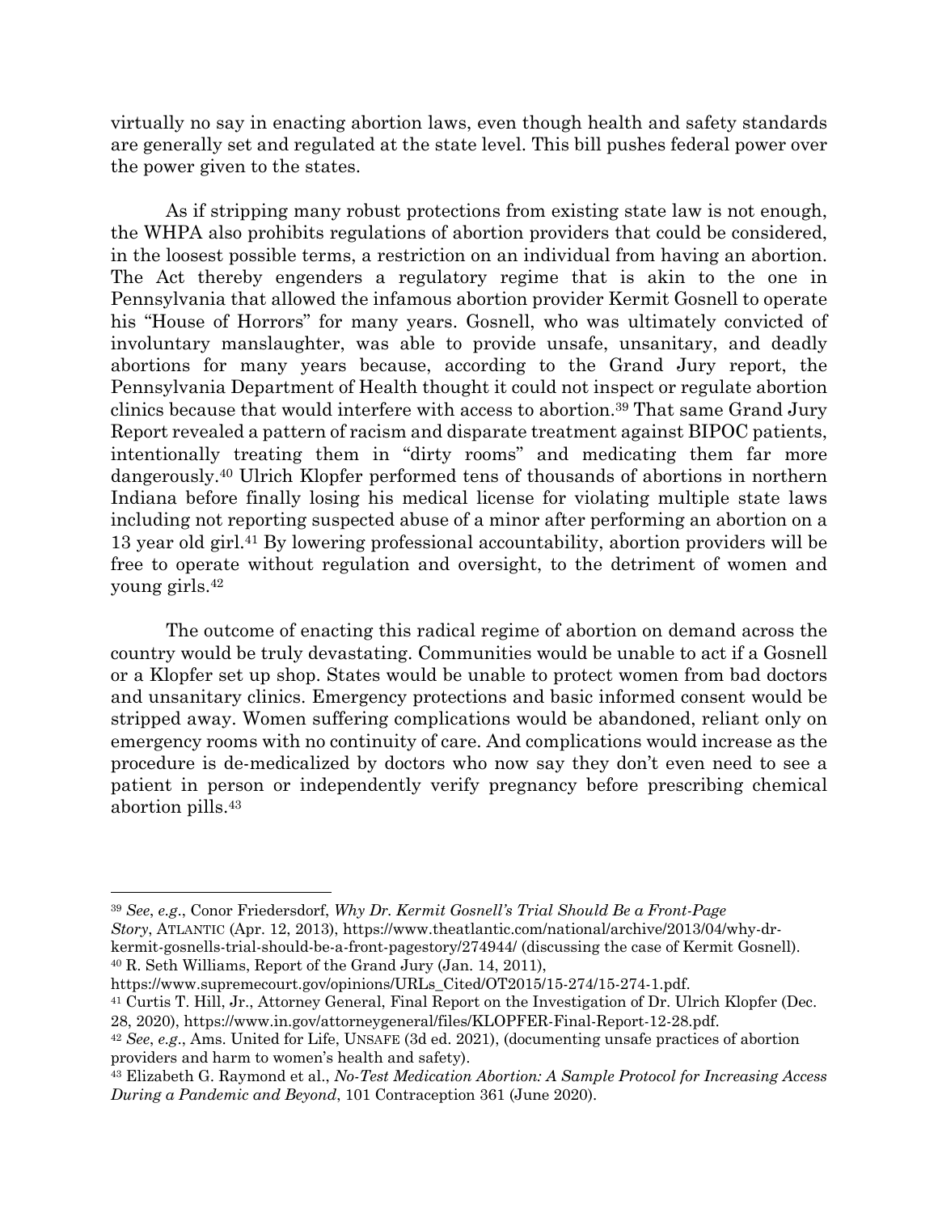virtually no say in enacting abortion laws, even though health and safety standards are generally set and regulated at the state level. This bill pushes federal power over the power given to the states.

As if stripping many robust protections from existing state law is not enough, the WHPA also prohibits regulations of abortion providers that could be considered, in the loosest possible terms, a restriction on an individual from having an abortion. The Act thereby engenders a regulatory regime that is akin to the one in Pennsylvania that allowed the infamous abortion provider Kermit Gosnell to operate his "House of Horrors" for many years. Gosnell, who was ultimately convicted of involuntary manslaughter, was able to provide unsafe, unsanitary, and deadly abortions for many years because, according to the Grand Jury report, the Pennsylvania Department of Health thought it could not inspect or regulate abortion clinics because that would interfere with access to abortion.[39] That same Grand Jury Report revealed a pattern of racism and disparate treatment against BIPOC patients, intentionally treating them in "dirty rooms" and medicating them far more dangerously.[40] Ulrich Klopfer performed tens of thousands of abortions in northern Indiana before finally losing his medical license for violating multiple state laws including not reporting suspected abuse of a minor after performing an abortion on a 13 year old girl.[41] By lowering professional accountability, abortion providers will be free to operate without regulation and oversight, to the detriment of women and young girls.[42]

The outcome of enacting this radical regime of abortion on demand across the country would be truly devastating. Communities would be unable to act if a Gosnell or a Klopfer set up shop. States would be unable to protect women from bad doctors and unsanitary clinics. Emergency protections and basic informed consent would be stripped away. Women suffering complications would be abandoned, reliant only on emergency rooms with no continuity of care. And complications would increase as the procedure is de-medicalized by doctors who now say they don't even need to see a patient in person or independently verify pregnancy before prescribing chemical abortion pills.[43]

---

[39] *See*, *e.g*., Conor Friedersdorf, *Why Dr. Kermit Gosnell's Trial Should Be a Front-Page Story*, ATLANTIC (Apr. 12, 2013), https://www.theatlantic.com/national/archive/2013/04/why-dr-kermit-gosnells-trial-should-be-a-front-pagestory/274944/ (discussing the case of Kermit Gosnell).

[40] R. Seth Williams, Report of the Grand Jury (Jan. 14, 2011), https://www.supremecourt.gov/opinions/URLs_Cited/OT2015/15-274/15-274-1.pdf.

[41] Curtis T. Hill, Jr., Attorney General, Final Report on the Investigation of Dr. Ulrich Klopfer (Dec. 28, 2020), https://www.in.gov/attorneygeneral/files/KLOPFER-Final-Report-12-28.pdf.

[42] *See*, *e.g*., Ams. United for Life, UNSAFE (3d ed. 2021), (documenting unsafe practices of abortion providers and harm to women's health and safety).

[43] Elizabeth G. Raymond et al., *No-Test Medication Abortion: A Sample Protocol for Increasing Access During a Pandemic and Beyond*, 101 Contraception 361 (June 2020).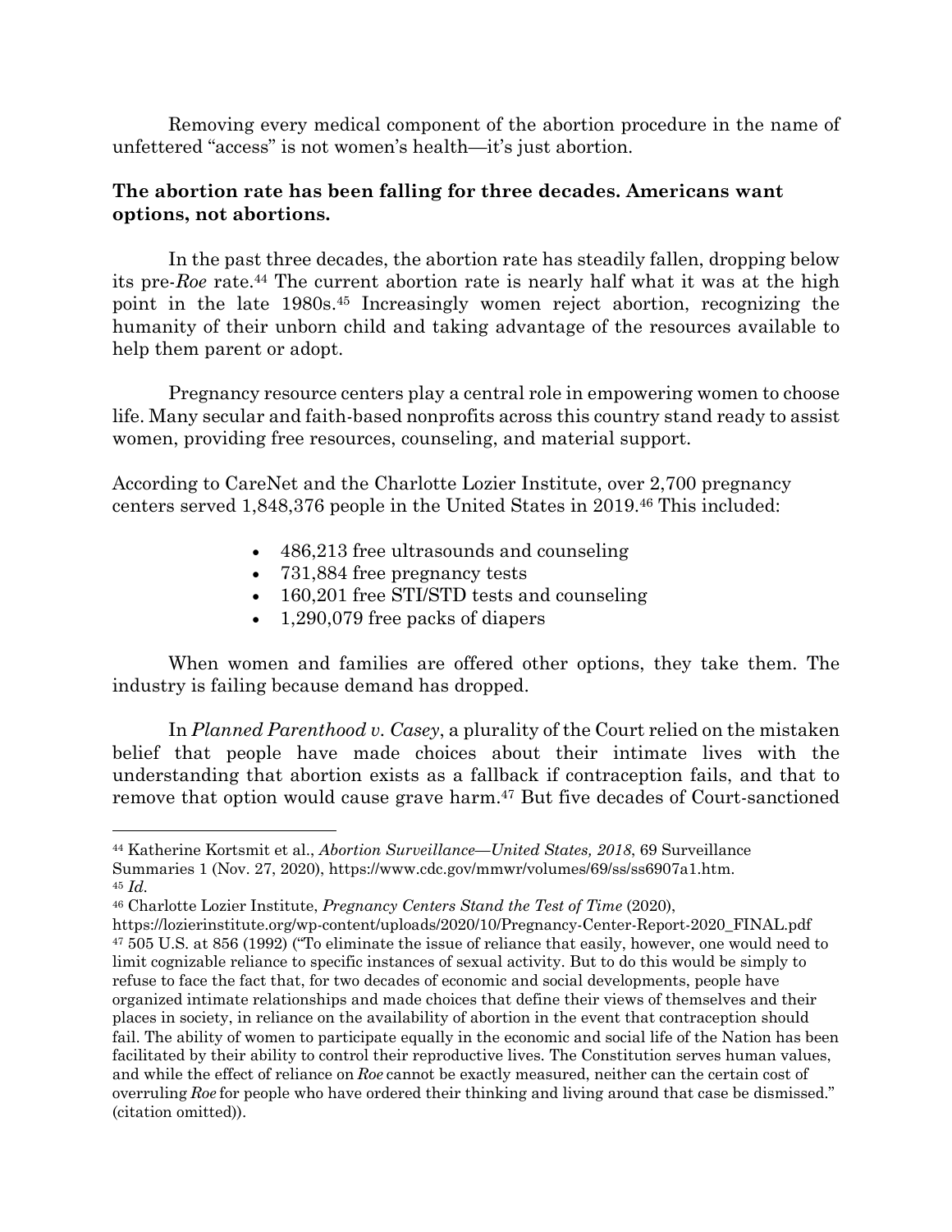Removing every medical component of the abortion procedure in the name of unfettered "access" is not women's health—it's just abortion.

**The abortion rate has been falling for three decades. Americans want options, not abortions.**

In the past three decades, the abortion rate has steadily fallen, dropping below its pre-*Roe* rate.[44] The current abortion rate is nearly half what it was at the high point in the late 1980s.[45] Increasingly women reject abortion, recognizing the humanity of their unborn child and taking advantage of the resources available to help them parent or adopt.

Pregnancy resource centers play a central role in empowering women to choose life. Many secular and faith-based nonprofits across this country stand ready to assist women, providing free resources, counseling, and material support.

According to CareNet and the Charlotte Lozier Institute, over 2,700 pregnancy centers served 1,848,376 people in the United States in 2019.[46] This included:

- 486,213 free ultrasounds and counseling
- 731,884 free pregnancy tests
- 160,201 free STI/STD tests and counseling
- 1,290,079 free packs of diapers

When women and families are offered other options, they take them. The industry is failing because demand has dropped.

In *Planned Parenthood v. Casey*, a plurality of the Court relied on the mistaken belief that people have made choices about their intimate lives with the understanding that abortion exists as a fallback if contraception fails, and that to remove that option would cause grave harm.[47] But five decades of Court-sanctioned

---

[44] Katherine Kortsmit et al., *Abortion Surveillance—United States, 2018*, 69 Surveillance Summaries 1 (Nov. 27, 2020), https://www.cdc.gov/mmwr/volumes/69/ss/ss6907a1.htm.

[45] *Id.*

[46] Charlotte Lozier Institute, *Pregnancy Centers Stand the Test of Time* (2020), https://lozierinstitute.org/wp-content/uploads/2020/10/Pregnancy-Center-Report-2020_FINAL.pdf

[47] 505 U.S. at 856 (1992) ("To eliminate the issue of reliance that easily, however, one would need to limit cognizable reliance to specific instances of sexual activity. But to do this would be simply to refuse to face the fact that, for two decades of economic and social developments, people have organized intimate relationships and made choices that define their views of themselves and their places in society, in reliance on the availability of abortion in the event that contraception should fail. The ability of women to participate equally in the economic and social life of the Nation has been facilitated by their ability to control their reproductive lives. The Constitution serves human values, and while the effect of reliance on *Roe* cannot be exactly measured, neither can the certain cost of overruling *Roe* for people who have ordered their thinking and living around that case be dismissed." (citation omitted)).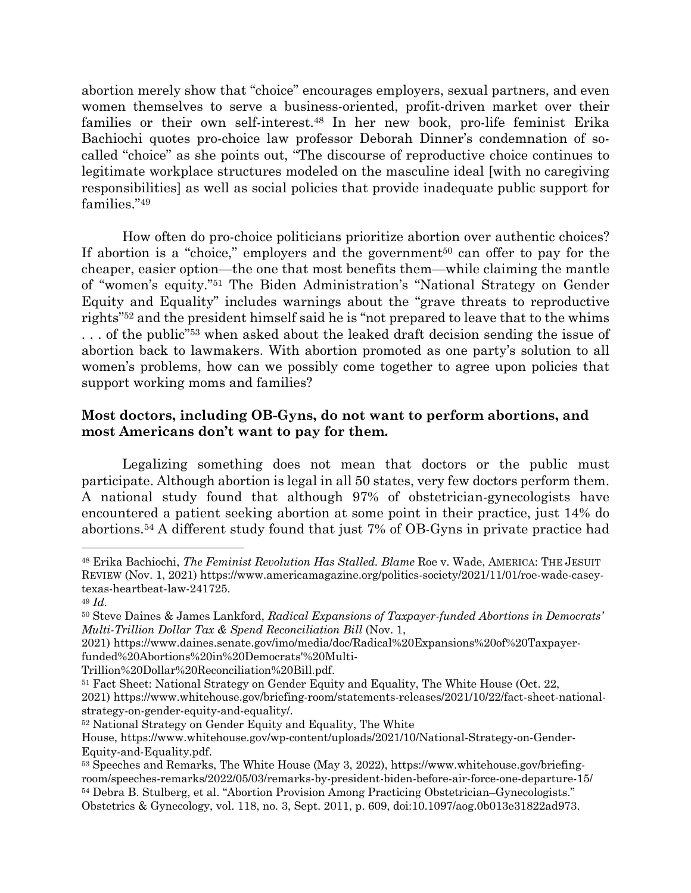abortion merely show that "choice" encourages employers, sexual partners, and even women themselves to serve a business-oriented, profit-driven market over their families or their own self-interest.[48] In her new book, pro-life feminist Erika Bachiochi quotes pro-choice law professor Deborah Dinner's condemnation of so-called "choice" as she points out, "The discourse of reproductive choice continues to legitimate workplace structures modeled on the masculine ideal [with no caregiving responsibilities] as well as social policies that provide inadequate public support for families."[49]

How often do pro-choice politicians prioritize abortion over authentic choices? If abortion is a "choice," employers and the government[50] can offer to pay for the cheaper, easier option—the one that most benefits them—while claiming the mantle of "women's equity."[51] The Biden Administration's "National Strategy on Gender Equity and Equality" includes warnings about the "grave threats to reproductive rights"[52] and the president himself said he is "not prepared to leave that to the whims . . . of the public"[53] when asked about the leaked draft decision sending the issue of abortion back to lawmakers. With abortion promoted as one party's solution to all women's problems, how can we possibly come together to agree upon policies that support working moms and families?

**Most doctors, including OB-Gyns, do not want to perform abortions, and most Americans don't want to pay for them.**

Legalizing something does not mean that doctors or the public must participate. Although abortion is legal in all 50 states, very few doctors perform them. A national study found that although 97% of obstetrician-gynecologists have encountered a patient seeking abortion at some point in their practice, just 14% do abortions.[54] A different study found that just 7% of OB-Gyns in private practice had

---

[48] Erika Bachiochi, *The Feminist Revolution Has Stalled. Blame* Roe v. Wade, AMERICA: THE JESUIT REVIEW (Nov. 1, 2021) https://www.americamagazine.org/politics-society/2021/11/01/roe-wade-casey-texas-heartbeat-law-241725.

[49] *Id.*

[50] Steve Daines & James Lankford, *Radical Expansions of Taxpayer-funded Abortions in Democrats' Multi-Trillion Dollar Tax & Spend Reconciliation Bill* (Nov. 1, 2021) https://www.daines.senate.gov/imo/media/doc/Radical%20Expansions%20of%20Taxpayer-funded%20Abortions%20in%20Democrats'%20Multi-Trillion%20Dollar%20Reconciliation%20Bill.pdf.

[51] Fact Sheet: National Strategy on Gender Equity and Equality, The White House (Oct. 22, 2021) https://www.whitehouse.gov/briefing-room/statements-releases/2021/10/22/fact-sheet-national-strategy-on-gender-equity-and-equality/.

[52] National Strategy on Gender Equity and Equality, The White House, https://www.whitehouse.gov/wp-content/uploads/2021/10/National-Strategy-on-Gender-Equity-and-Equality.pdf.

[53] Speeches and Remarks, The White House (May 3, 2022), https://www.whitehouse.gov/briefing-room/speeches-remarks/2022/05/03/remarks-by-president-biden-before-air-force-one-departure-15/

[54] Debra B. Stulberg, et al. "Abortion Provision Among Practicing Obstetrician–Gynecologists." Obstetrics & Gynecology, vol. 118, no. 3, Sept. 2011, p. 609, doi:10.1097/aog.0b013e31822ad973.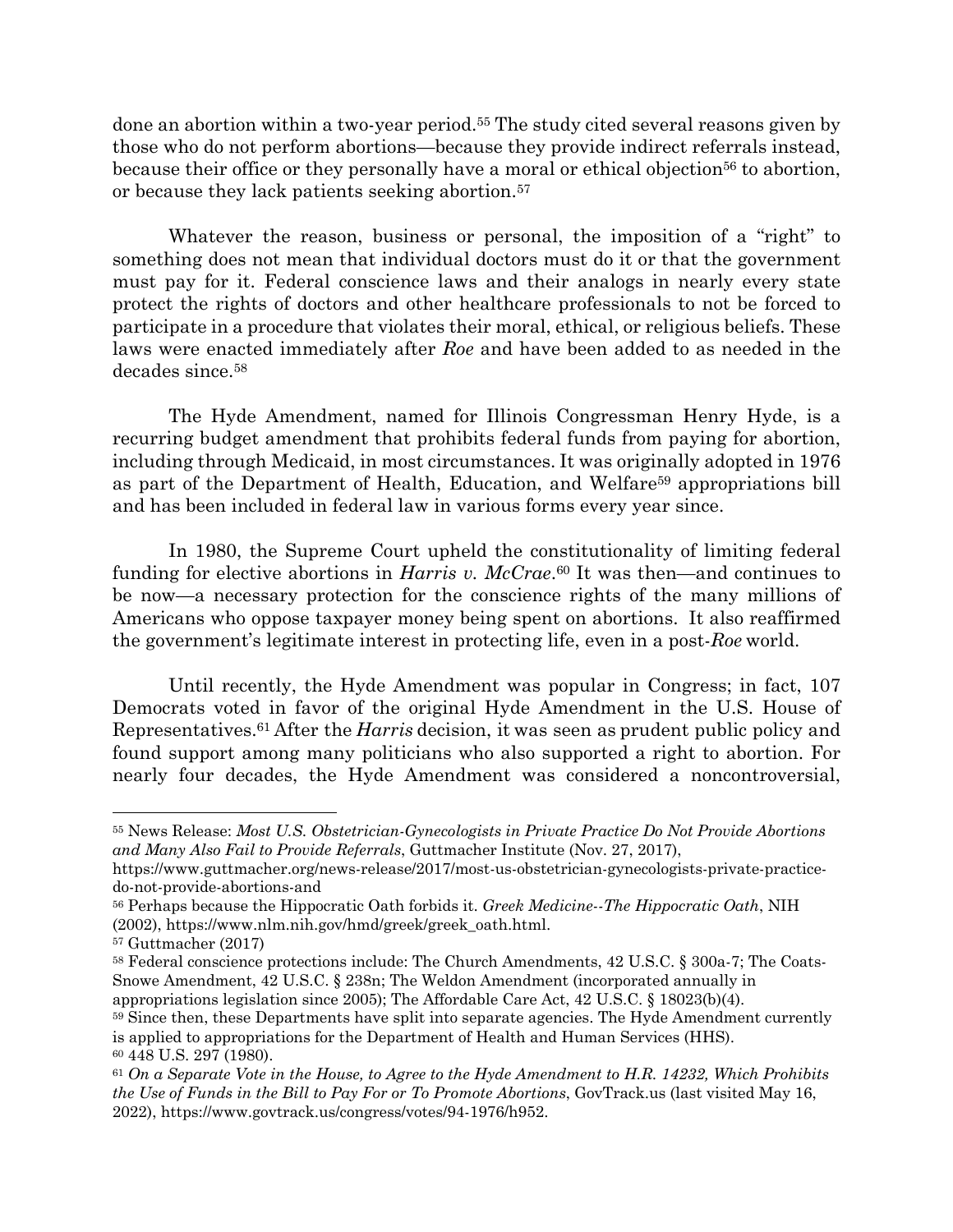done an abortion within a two-year period.[55] The study cited several reasons given by those who do not perform abortions—because they provide indirect referrals instead, because their office or they personally have a moral or ethical objection[56] to abortion, or because they lack patients seeking abortion.[57]

Whatever the reason, business or personal, the imposition of a "right" to something does not mean that individual doctors must do it or that the government must pay for it. Federal conscience laws and their analogs in nearly every state protect the rights of doctors and other healthcare professionals to not be forced to participate in a procedure that violates their moral, ethical, or religious beliefs. These laws were enacted immediately after *Roe* and have been added to as needed in the decades since.[58]

The Hyde Amendment, named for Illinois Congressman Henry Hyde, is a recurring budget amendment that prohibits federal funds from paying for abortion, including through Medicaid, in most circumstances. It was originally adopted in 1976 as part of the Department of Health, Education, and Welfare[59] appropriations bill and has been included in federal law in various forms every year since.

In 1980, the Supreme Court upheld the constitutionality of limiting federal funding for elective abortions in *Harris v. McCrae*.[60] It was then—and continues to be now—a necessary protection for the conscience rights of the many millions of Americans who oppose taxpayer money being spent on abortions. It also reaffirmed the government's legitimate interest in protecting life, even in a post-*Roe* world.

Until recently, the Hyde Amendment was popular in Congress; in fact, 107 Democrats voted in favor of the original Hyde Amendment in the U.S. House of Representatives.[61] After the *Harris* decision, it was seen as prudent public policy and found support among many politicians who also supported a right to abortion. For nearly four decades, the Hyde Amendment was considered a noncontroversial,

---

[55] News Release: *Most U.S. Obstetrician-Gynecologists in Private Practice Do Not Provide Abortions and Many Also Fail to Provide Referrals*, Guttmacher Institute (Nov. 27, 2017), https://www.guttmacher.org/news-release/2017/most-us-obstetrician-gynecologists-private-practice-do-not-provide-abortions-and

[56] Perhaps because the Hippocratic Oath forbids it. *Greek Medicine--The Hippocratic Oath*, NIH (2002), https://www.nlm.nih.gov/hmd/greek/greek_oath.html.

[57] Guttmacher (2017)

[58] Federal conscience protections include: The Church Amendments, 42 U.S.C. § 300a-7; The Coats-Snowe Amendment, 42 U.S.C. § 238n; The Weldon Amendment (incorporated annually in appropriations legislation since 2005); The Affordable Care Act, 42 U.S.C. § 18023(b)(4).

[59] Since then, these Departments have split into separate agencies. The Hyde Amendment currently is applied to appropriations for the Department of Health and Human Services (HHS).

[60] 448 U.S. 297 (1980).

[61] *On a Separate Vote in the House, to Agree to the Hyde Amendment to H.R. 14232, Which Prohibits the Use of Funds in the Bill to Pay For or To Promote Abortions*, GovTrack.us (last visited May 16, 2022), https://www.govtrack.us/congress/votes/94-1976/h952.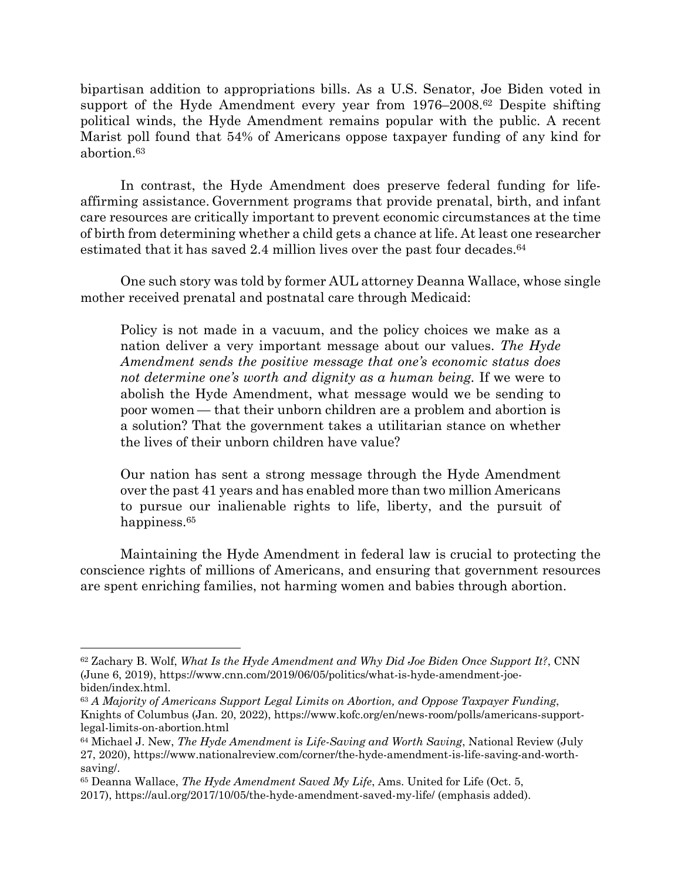bipartisan addition to appropriations bills. As a U.S. Senator, Joe Biden voted in support of the Hyde Amendment every year from 1976–2008.[62] Despite shifting political winds, the Hyde Amendment remains popular with the public. A recent Marist poll found that 54% of Americans oppose taxpayer funding of any kind for abortion.[63]

In contrast, the Hyde Amendment does preserve federal funding for life-affirming assistance. Government programs that provide prenatal, birth, and infant care resources are critically important to prevent economic circumstances at the time of birth from determining whether a child gets a chance at life. At least one researcher estimated that it has saved 2.4 million lives over the past four decades.[64]

One such story was told by former AUL attorney Deanna Wallace, whose single mother received prenatal and postnatal care through Medicaid:

> Policy is not made in a vacuum, and the policy choices we make as a nation deliver a very important message about our values. *The Hyde Amendment sends the positive message that one's economic status does not determine one's worth and dignity as a human being.* If we were to abolish the Hyde Amendment, what message would we be sending to poor women — that their unborn children are a problem and abortion is a solution? That the government takes a utilitarian stance on whether the lives of their unborn children have value?
>
> Our nation has sent a strong message through the Hyde Amendment over the past 41 years and has enabled more than two million Americans to pursue our inalienable rights to life, liberty, and the pursuit of happiness.[65]

Maintaining the Hyde Amendment in federal law is crucial to protecting the conscience rights of millions of Americans, and ensuring that government resources are spent enriching families, not harming women and babies through abortion.

---

[62] Zachary B. Wolf, *What Is the Hyde Amendment and Why Did Joe Biden Once Support It?*, CNN (June 6, 2019), https://www.cnn.com/2019/06/05/politics/what-is-hyde-amendment-joe-biden/index.html.

[63] *A Majority of Americans Support Legal Limits on Abortion, and Oppose Taxpayer Funding*, Knights of Columbus (Jan. 20, 2022), https://www.kofc.org/en/news-room/polls/americans-support-legal-limits-on-abortion.html

[64] Michael J. New, *The Hyde Amendment is Life-Saving and Worth Saving*, National Review (July 27, 2020), https://www.nationalreview.com/corner/the-hyde-amendment-is-life-saving-and-worth-saving/.

[65] Deanna Wallace, *The Hyde Amendment Saved My Life*, Ams. United for Life (Oct. 5, 2017), https://aul.org/2017/10/05/the-hyde-amendment-saved-my-life/ (emphasis added).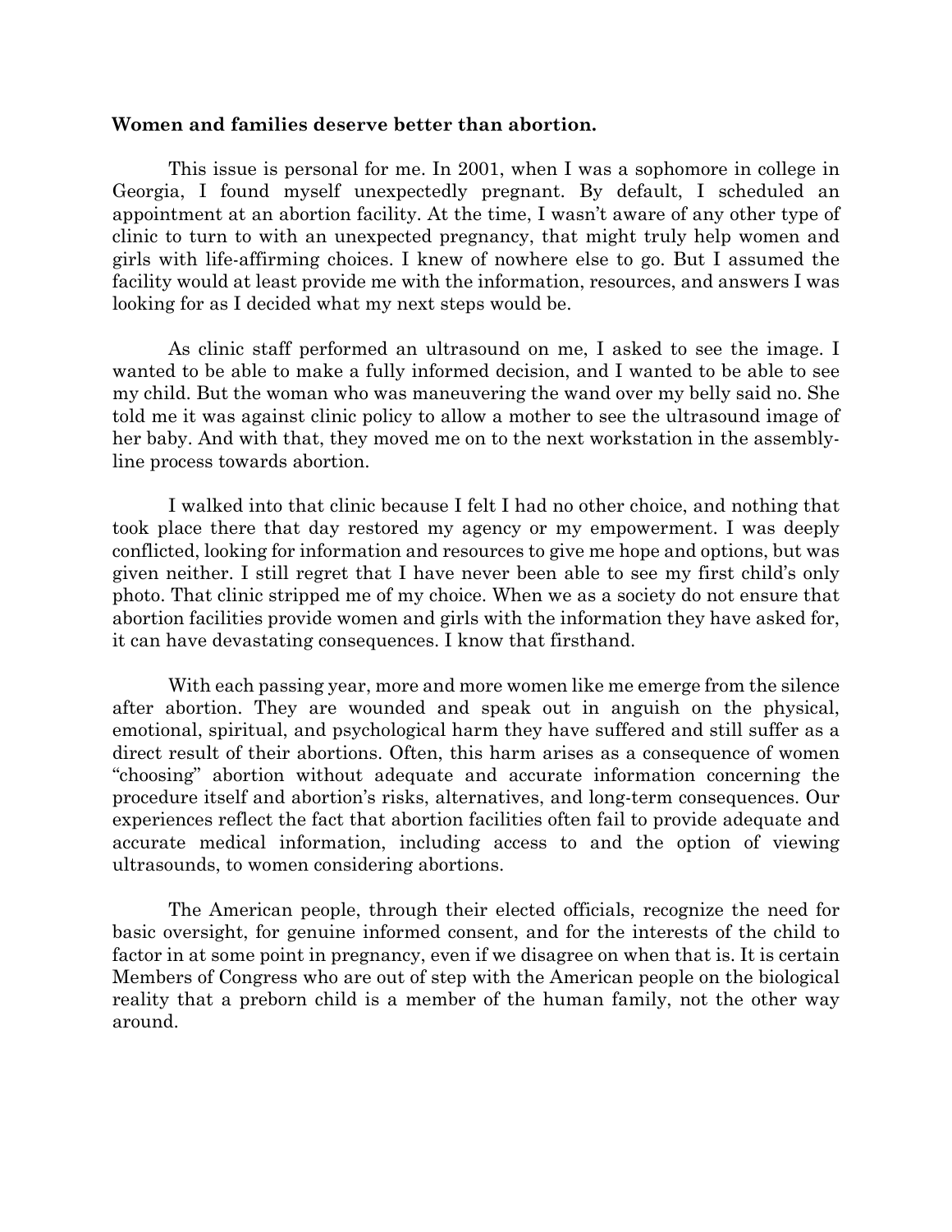**Women and families deserve better than abortion.**

This issue is personal for me. In 2001, when I was a sophomore in college in Georgia, I found myself unexpectedly pregnant. By default, I scheduled an appointment at an abortion facility. At the time, I wasn't aware of any other type of clinic to turn to with an unexpected pregnancy, that might truly help women and girls with life-affirming choices. I knew of nowhere else to go. But I assumed the facility would at least provide me with the information, resources, and answers I was looking for as I decided what my next steps would be.

As clinic staff performed an ultrasound on me, I asked to see the image. I wanted to be able to make a fully informed decision, and I wanted to be able to see my child. But the woman who was maneuvering the wand over my belly said no. She told me it was against clinic policy to allow a mother to see the ultrasound image of her baby. And with that, they moved me on to the next workstation in the assembly-line process towards abortion.

I walked into that clinic because I felt I had no other choice, and nothing that took place there that day restored my agency or my empowerment. I was deeply conflicted, looking for information and resources to give me hope and options, but was given neither. I still regret that I have never been able to see my first child's only photo. That clinic stripped me of my choice. When we as a society do not ensure that abortion facilities provide women and girls with the information they have asked for, it can have devastating consequences. I know that firsthand.

With each passing year, more and more women like me emerge from the silence after abortion. They are wounded and speak out in anguish on the physical, emotional, spiritual, and psychological harm they have suffered and still suffer as a direct result of their abortions. Often, this harm arises as a consequence of women "choosing" abortion without adequate and accurate information concerning the procedure itself and abortion's risks, alternatives, and long-term consequences. Our experiences reflect the fact that abortion facilities often fail to provide adequate and accurate medical information, including access to and the option of viewing ultrasounds, to women considering abortions.

The American people, through their elected officials, recognize the need for basic oversight, for genuine informed consent, and for the interests of the child to factor in at some point in pregnancy, even if we disagree on when that is. It is certain Members of Congress who are out of step with the American people on the biological reality that a preborn child is a member of the human family, not the other way around.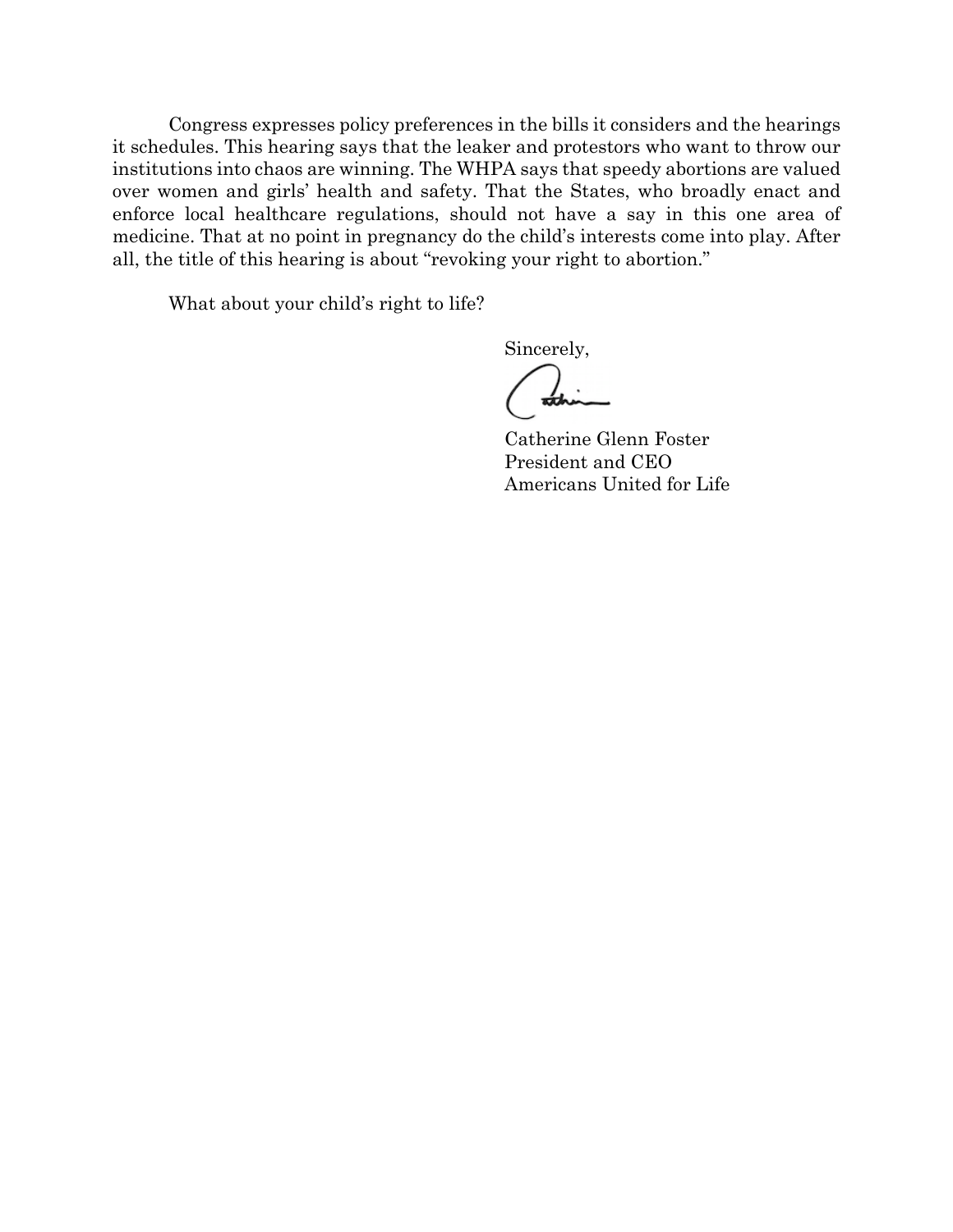Congress expresses policy preferences in the bills it considers and the hearings it schedules. This hearing says that the leaker and protestors who want to throw our institutions into chaos are winning. The WHPA says that speedy abortions are valued over women and girls' health and safety. That the States, who broadly enact and enforce local healthcare regulations, should not have a say in this one area of medicine. That at no point in pregnancy do the child's interests come into play. After all, the title of this hearing is about "revoking your right to abortion."

What about your child's right to life?

Sincerely,

Catherine Glenn Foster
President and CEO
Americans United for Life